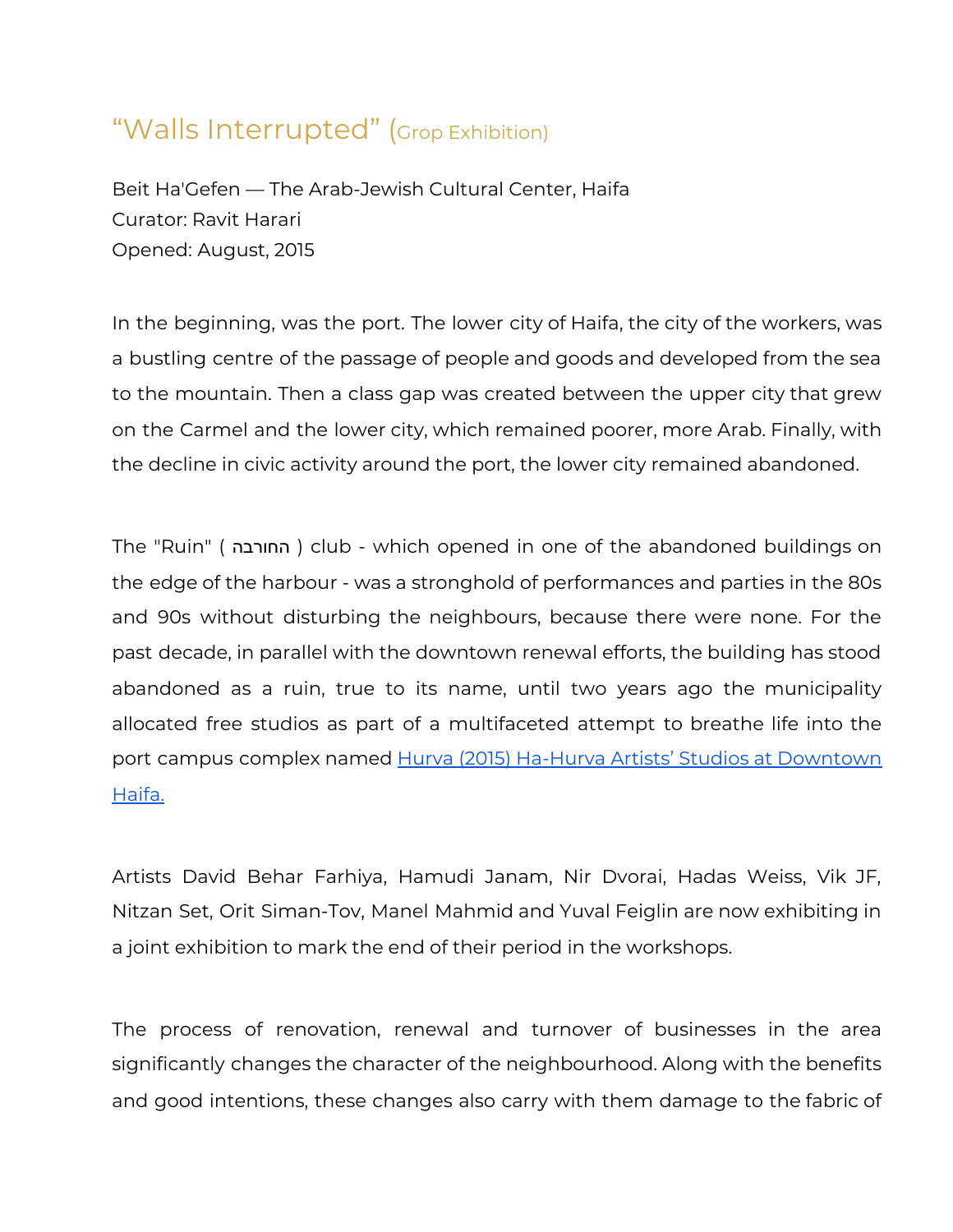# “Walls Interrupted” (Grop Exhibition)

Beit Ha'Gefen — The Arab-Jewish Cultural Center, Haifa
Curator: Ravit Harari
Opened: August, 2015

In the beginning, was the port. The lower city of Haifa, the city of the workers, was a bustling centre of the passage of people and goods and developed from the sea to the mountain. Then a class gap was created between the upper city that grew on the Carmel and the lower city, which remained poorer, more Arab. Finally, with the decline in civic activity around the port, the lower city remained abandoned.

The "Ruin" ( החורבה ) club - which opened in one of the abandoned buildings on the edge of the harbour - was a stronghold of performances and parties in the 80s and 90s without disturbing the neighbours, because there were none. For the past decade, in parallel with the downtown renewal efforts, the building has stood abandoned as a ruin, true to its name, until two years ago the municipality allocated free studios as part of a multifaceted attempt to breathe life into the port campus complex named [Hurva (2015) Ha-Hurva Artists’ Studios at Downtown Haifa.]()

Artists David Behar Farhiya, Hamudi Janam, Nir Dvorai, Hadas Weiss, Vik JF, Nitzan Set, Orit Siman-Tov, Manel Mahmid and Yuval Feiglin are now exhibiting in a joint exhibition to mark the end of their period in the workshops.

The process of renovation, renewal and turnover of businesses in the area significantly changes the character of the neighbourhood. Along with the benefits and good intentions, these changes also carry with them damage to the fabric of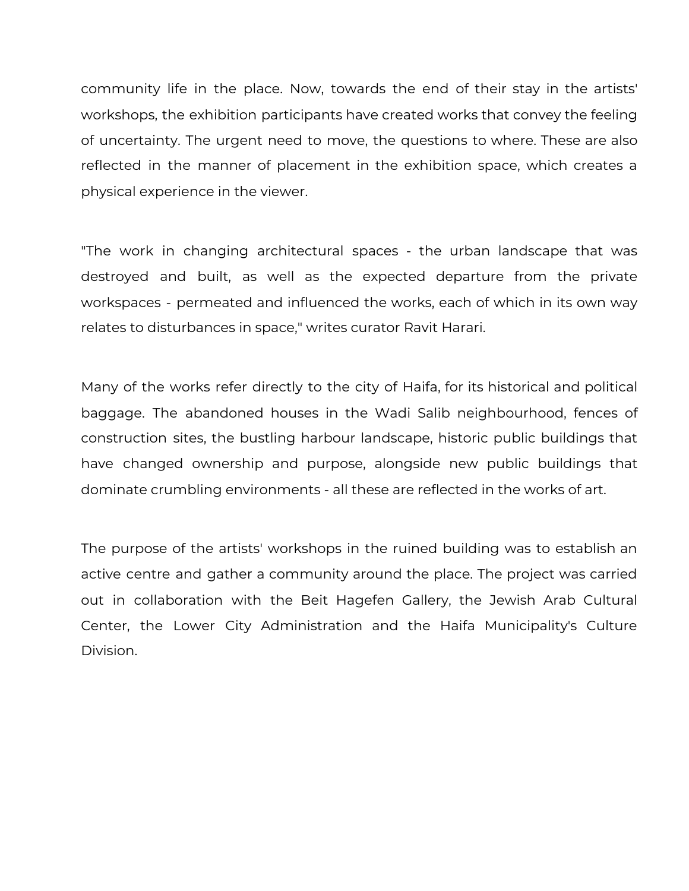community life in the place. Now, towards the end of their stay in the artists' workshops, the exhibition participants have created works that convey the feeling of uncertainty. The urgent need to move, the questions to where. These are also reflected in the manner of placement in the exhibition space, which creates a physical experience in the viewer.

"The work in changing architectural spaces - the urban landscape that was destroyed and built, as well as the expected departure from the private workspaces - permeated and influenced the works, each of which in its own way relates to disturbances in space," writes curator Ravit Harari.

Many of the works refer directly to the city of Haifa, for its historical and political baggage. The abandoned houses in the Wadi Salib neighbourhood, fences of construction sites, the bustling harbour landscape, historic public buildings that have changed ownership and purpose, alongside new public buildings that dominate crumbling environments - all these are reflected in the works of art.

The purpose of the artists' workshops in the ruined building was to establish an active centre and gather a community around the place. The project was carried out in collaboration with the Beit Hagefen Gallery, the Jewish Arab Cultural Center, the Lower City Administration and the Haifa Municipality's Culture Division.